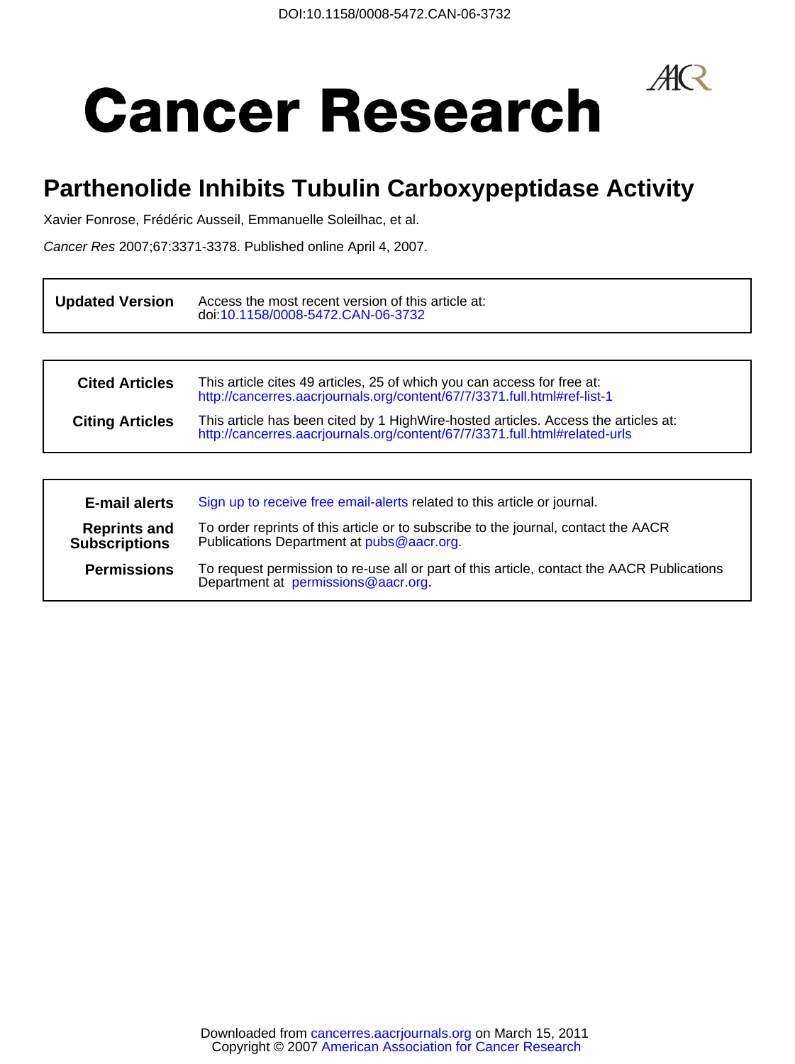DOI:10.1158/0008-5472.CAN-06-3732

# Cancer Research

## Parthenolide Inhibits Tubulin Carboxypeptidase Activity

Xavier Fonrose, Frédéric Ausseil, Emmanuelle Soleilhac, et al.

*Cancer Res* 2007;67:3371-3378. Published online April 4, 2007.

| | |
|---|---|
| **Updated Version** | Access the most recent version of this article at: doi:10.1158/0008-5472.CAN-06-3732 |

| | |
|---|---|
| **Cited Articles** | This article cites 49 articles, 25 of which you can access for free at: http://cancerres.aacrjournals.org/content/67/7/3371.full.html#ref-list-1 |
| **Citing Articles** | This article has been cited by 1 HighWire-hosted articles. Access the articles at: http://cancerres.aacrjournals.org/content/67/7/3371.full.html#related-urls |

| | |
|---|---|
| **E-mail alerts** | Sign up to receive free email-alerts related to this article or journal. |
| **Reprints and Subscriptions** | To order reprints of this article or to subscribe to the journal, contact the AACR Publications Department at pubs@aacr.org. |
| **Permissions** | To request permission to re-use all or part of this article, contact the AACR Publications Department at permissions@aacr.org. |

Downloaded from cancerres.aacrjournals.org on March 15, 2011
Copyright © 2007 American Association for Cancer Research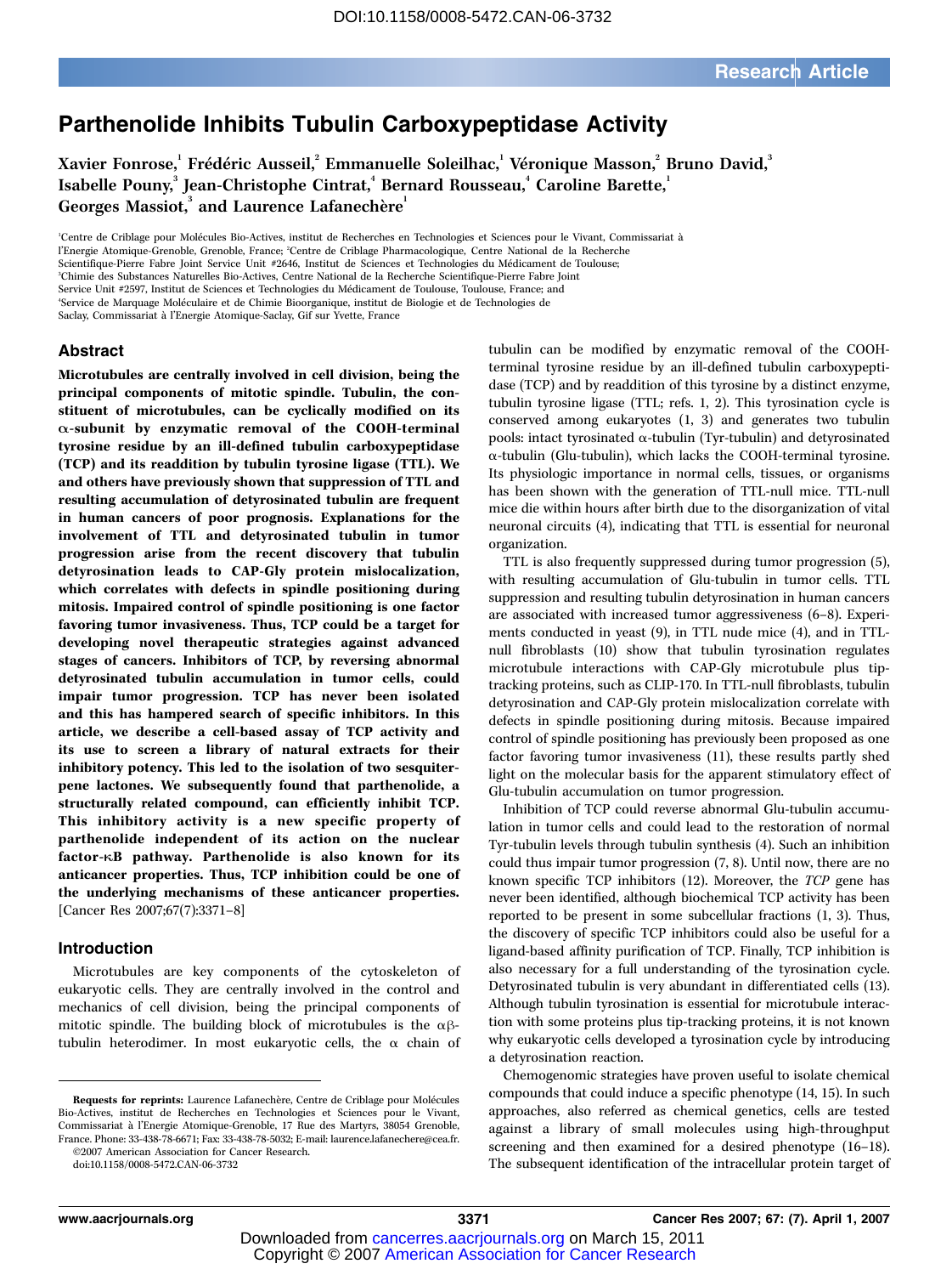# Parthenolide Inhibits Tubulin Carboxypeptidase Activity

Xavier Fonrose,[1] Frédéric Ausseil,[2] Emmanuelle Soleilhac,[1] Véronique Masson,[2] Bruno David,[3] Isabelle Pouny,[3] Jean-Christophe Cintrat,[4] Bernard Rousseau,[4] Caroline Barette,[1] Georges Massiot,[3] and Laurence Lafanechère[1]

[1]Centre de Criblage pour Molécules Bio-Actives, institut de Recherches en Technologies et Sciences pour le Vivant, Commissariat à l'Energie Atomique-Grenoble, Grenoble, France; [2]Centre de Criblage Pharmacologique, Centre National de la Recherche Scientifique-Pierre Fabre Joint Service Unit #2646, Institut de Sciences et Technologies du Médicament de Toulouse; [3]Chimie des Substances Naturelles Bio-Actives, Centre National de la Recherche Scientifique-Pierre Fabre Joint Service Unit #2597, Institut de Sciences et Technologies du Médicament de Toulouse, Toulouse, France; and [4]Service de Marquage Moléculaire et de Chimie Bioorganique, institut de Biologie et de Technologies de Saclay, Commissariat à l'Energie Atomique-Saclay, Gif sur Yvette, France

## Abstract

**Microtubules are centrally involved in cell division, being the principal components of mitotic spindle. Tubulin, the constituent of microtubules, can be cyclically modified on its α-subunit by enzymatic removal of the COOH-terminal tyrosine residue by an ill-defined tubulin carboxypeptidase (TCP) and its readdition by tubulin tyrosine ligase (TTL). We and others have previously shown that suppression of TTL and resulting accumulation of detyrosinated tubulin are frequent in human cancers of poor prognosis. Explanations for the involvement of TTL and detyrosinated tubulin in tumor progression arise from the recent discovery that tubulin detyrosination leads to CAP-Gly protein mislocalization, which correlates with defects in spindle positioning during mitosis. Impaired control of spindle positioning is one factor favoring tumor invasiveness. Thus, TCP could be a target for developing novel therapeutic strategies against advanced stages of cancers. Inhibitors of TCP, by reversing abnormal detyrosinated tubulin accumulation in tumor cells, could impair tumor progression. TCP has never been isolated and this has hampered search of specific inhibitors. In this article, we describe a cell-based assay of TCP activity and its use to screen a library of natural extracts for their inhibitory potency. This led to the isolation of two sesquiterpene lactones. We subsequently found that parthenolide, a structurally related compound, can efficiently inhibit TCP. This inhibitory activity is a new specific property of parthenolide independent of its action on the nuclear factor-κB pathway. Parthenolide is also known for its anticancer properties. Thus, TCP inhibition could be one of the underlying mechanisms of these anticancer properties.** [Cancer Res 2007;67(7):3371–8]

## Introduction

Microtubules are key components of the cytoskeleton of eukaryotic cells. They are centrally involved in the control and mechanics of cell division, being the principal components of mitotic spindle. The building block of microtubules is the αβ-tubulin heterodimer. In most eukaryotic cells, the α chain of tubulin can be modified by enzymatic removal of the COOH-terminal tyrosine residue by an ill-defined tubulin carboxypeptidase (TCP) and by readdition of this tyrosine by a distinct enzyme, tubulin tyrosine ligase (TTL; refs. 1, 2). This tyrosination cycle is conserved among eukaryotes (1, 3) and generates two tubulin pools: intact tyrosinated α-tubulin (Tyr-tubulin) and detyrosinated α-tubulin (Glu-tubulin), which lacks the COOH-terminal tyrosine. Its physiologic importance in normal cells, tissues, or organisms has been shown with the generation of TTL-null mice. TTL-null mice die within hours after birth due to the disorganization of vital neuronal circuits (4), indicating that TTL is essential for neuronal organization.

TTL is also frequently suppressed during tumor progression (5), with resulting accumulation of Glu-tubulin in tumor cells. TTL suppression and resulting tubulin detyrosination in human cancers are associated with increased tumor aggressiveness (6–8). Experiments conducted in yeast (9), in TTL nude mice (4), and in TTL-null fibroblasts (10) show that tubulin tyrosination regulates microtubule interactions with CAP-Gly microtubule plus tip-tracking proteins, such as CLIP-170. In TTL-null fibroblasts, tubulin detyrosination and CAP-Gly protein mislocalization correlate with defects in spindle positioning during mitosis. Because impaired control of spindle positioning has previously been proposed as one factor favoring tumor invasiveness (11), these results partly shed light on the molecular basis for the apparent stimulatory effect of Glu-tubulin accumulation on tumor progression.

Inhibition of TCP could reverse abnormal Glu-tubulin accumulation in tumor cells and could lead to the restoration of normal Tyr-tubulin levels through tubulin synthesis (4). Such an inhibition could thus impair tumor progression (7, 8). Until now, there are no known specific TCP inhibitors (12). Moreover, the *TCP* gene has never been identified, although biochemical TCP activity has been reported to be present in some subcellular fractions (1, 3). Thus, the discovery of specific TCP inhibitors could also be useful for a ligand-based affinity purification of TCP. Finally, TCP inhibition is also necessary for a full understanding of the tyrosination cycle. Detyrosinated tubulin is very abundant in differentiated cells (13). Although tubulin tyrosination is essential for microtubule interaction with some proteins plus tip-tracking proteins, it is not known why eukaryotic cells developed a tyrosination cycle by introducing a detyrosination reaction.

Chemogenomic strategies have proven useful to isolate chemical compounds that could induce a specific phenotype (14, 15). In such approaches, also referred as chemical genetics, cells are tested against a library of small molecules using high-throughput screening and then examined for a desired phenotype (16–18). The subsequent identification of the intracellular protein target of

**Requests for reprints:** Laurence Lafanechère, Centre de Criblage pour Molécules Bio-Actives, institut de Recherches en Technologies et Sciences pour le Vivant, Commissariat à l'Energie Atomique-Grenoble, 17 Rue des Martyrs, 38054 Grenoble, France. Phone: 33-438-78-6671; Fax: 33-438-78-5032; E-mail: laurence.lafanechere@cea.fr.
©2007 American Association for Cancer Research.
doi:10.1158/0008-5472.CAN-06-3732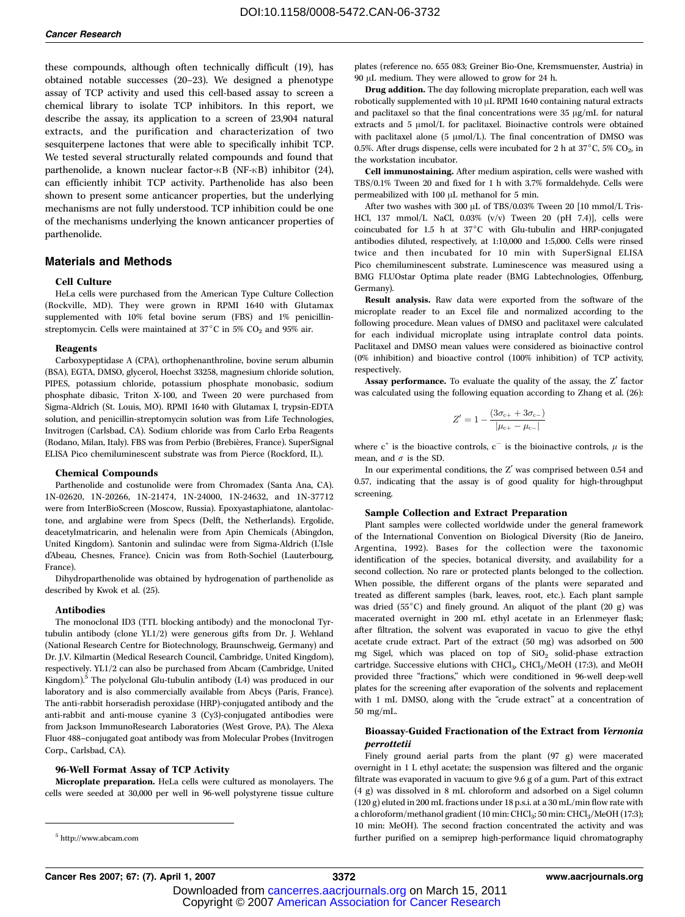these compounds, although often technically difficult (19), has obtained notable successes (20–23). We designed a phenotype assay of TCP activity and used this cell-based assay to screen a chemical library to isolate TCP inhibitors. In this report, we describe the assay, its application to a screen of 23,904 natural extracts, and the purification and characterization of two sesquiterpene lactones that were able to specifically inhibit TCP. We tested several structurally related compounds and found that parthenolide, a known nuclear factor-κB (NF-κB) inhibitor (24), can efficiently inhibit TCP activity. Parthenolide has also been shown to present some anticancer properties, but the underlying mechanisms are not fully understood. TCP inhibition could be one of the mechanisms underlying the known anticancer properties of parthenolide.

## Materials and Methods

### Cell Culture

HeLa cells were purchased from the American Type Culture Collection (Rockville, MD). They were grown in RPMI 1640 with Glutamax supplemented with 10% fetal bovine serum (FBS) and 1% penicillin-streptomycin. Cells were maintained at 37°C in 5% $CO_2$ and 95% air.

### Reagents

Carboxypeptidase A (CPA), orthophenanthroline, bovine serum albumin (BSA), EGTA, DMSO, glycerol, Hoechst 33258, magnesium chloride solution, PIPES, potassium chloride, potassium phosphate monobasic, sodium phosphate dibasic, Triton X-100, and Tween 20 were purchased from Sigma-Aldrich (St. Louis, MO). RPMI 1640 with Glutamax I, trypsin-EDTA solution, and penicillin-streptomycin solution was from Life Technologies, Invitrogen (Carlsbad, CA). Sodium chloride was from Carlo Erba Reagents (Rodano, Milan, Italy). FBS was from Perbio (Brebières, France). SuperSignal ELISA Pico chemiluminescent substrate was from Pierce (Rockford, IL).

### Chemical Compounds

Parthenolide and costunolide were from Chromadex (Santa Ana, CA). 1N-02620, 1N-20266, 1N-21474, 1N-24000, 1N-24632, and 1N-37712 were from InterBioScreen (Moscow, Russia). Epoxyastaphiatone, alantolactone, and arglabine were from Specs (Delft, the Netherlands). Ergolide, deacetylmatricarin, and helenalin were from Apin Chemicals (Abingdon, United Kingdom). Santonin and sulindac were from Sigma-Aldrich (L'Isle d'Abeau, Chesnes, France). Cnicin was from Roth-Sochiel (Lauterbourg, France).

Dihydroparthenolide was obtained by hydrogenation of parthenolide as described by Kwok et al. (25).

### Antibodies

The monoclonal ID3 (TTL blocking antibody) and the monoclonal Tyr-tubulin antibody (clone YL1/2) were generous gifts from Dr. J. Wehland (National Research Centre for Biotechnology, Braunschweig, Germany) and Dr. J.V. Kilmartin (Medical Research Council, Cambridge, United Kingdom), respectively. YL1/2 can also be purchased from Abcam (Cambridge, United Kingdom).[5] The polyclonal Glu-tubulin antibody (L4) was produced in our laboratory and is also commercially available from Abcys (Paris, France). The anti-rabbit horseradish peroxidase (HRP)-conjugated antibody and the anti-rabbit and anti-mouse cyanine 3 (Cy3)-conjugated antibodies were from Jackson ImmunoResearch Laboratories (West Grove, PA). The Alexa Fluor 488–conjugated goat antibody was from Molecular Probes (Invitrogen Corp., Carlsbad, CA).

### 96-Well Format Assay of TCP Activity

**Microplate preparation.** HeLa cells were cultured as monolayers. The cells were seeded at 30,000 per well in 96-well polystyrene tissue culture plates (reference no. 655 083; Greiner Bio-One, Kremsmuenster, Austria) in 90 μL medium. They were allowed to grow for 24 h.

**Drug addition.** The day following microplate preparation, each well was robotically supplemented with 10 μL RPMI 1640 containing natural extracts and paclitaxel so that the final concentrations were 35 μg/mL for natural extracts and 5 μmol/L for paclitaxel. Bioinactive controls were obtained with paclitaxel alone (5 μmol/L). The final concentration of DMSO was 0.5%. After drugs dispense, cells were incubated for 2 h at 37°C, 5% $CO_2$, in the workstation incubator.

**Cell immunostaining.** After medium aspiration, cells were washed with TBS/0.1% Tween 20 and fixed for 1 h with 3.7% formaldehyde. Cells were permeabilized with 100 μL methanol for 5 min.

After two washes with 300 μL of TBS/0.03% Tween 20 [10 mmol/L Tris-HCl, 137 mmol/L NaCl, 0.03% (v/v) Tween 20 (pH 7.4)], cells were coincubated for 1.5 h at 37°C with Glu-tubulin and HRP-conjugated antibodies diluted, respectively, at 1:10,000 and 1:5,000. Cells were rinsed twice and then incubated for 10 min with SuperSignal ELISA Pico chemiluminescent substrate. Luminescence was measured using a BMG FLUOstar Optima plate reader (BMG Labtechnologies, Offenburg, Germany).

**Result analysis.** Raw data were exported from the software of the microplate reader to an Excel file and normalized according to the following procedure. Mean values of DMSO and paclitaxel were calculated for each individual microplate using intraplate control data points. Paclitaxel and DMSO mean values were considered as bioinactive control (0% inhibition) and bioactive control (100% inhibition) of TCP activity, respectively.

**Assay performance.** To evaluate the quality of the assay, the $Z'$ factor was calculated using the following equation according to Zhang et al. (26):

$$Z' = 1 - \frac{(3\sigma_{c+} + 3\sigma_{c-})}{|\mu_{c+} - \mu_{c-}|}$$

where $c^+$ is the bioactive controls, $c^-$ is the bioinactive controls, $\mu$ is the mean, and $\sigma$ is the SD.

In our experimental conditions, the $Z'$ was comprised between 0.54 and 0.57, indicating that the assay is of good quality for high-throughput screening.

### Sample Collection and Extract Preparation

Plant samples were collected worldwide under the general framework of the International Convention on Biological Diversity (Rio de Janeiro, Argentina, 1992). Bases for the collection were the taxonomic identification of the species, botanical diversity, and availability for a second collection. No rare or protected plants belonged to the collection. When possible, the different organs of the plants were separated and treated as different samples (bark, leaves, root, etc.). Each plant sample was dried (55°C) and finely ground. An aliquot of the plant (20 g) was macerated overnight in 200 mL ethyl acetate in an Erlenmeyer flask; after filtration, the solvent was evaporated in vacuo to give the ethyl acetate crude extract. Part of the extract (50 mg) was adsorbed on 500 mg Sigel, which was placed on top of $SiO_2$ solid-phase extraction cartridge. Successive elutions with $CHCl_3$, $CHCl_3$/MeOH (17:3), and MeOH provided three "fractions," which were conditioned in 96-well deep-well plates for the screening after evaporation of the solvents and replacement with 1 mL DMSO, along with the "crude extract" at a concentration of 50 mg/mL.

### Bioassay-Guided Fractionation of the Extract from *Vernonia perrottetii*

Finely ground aerial parts from the plant (97 g) were macerated overnight in 1 L ethyl acetate; the suspension was filtered and the organic filtrate was evaporated in vacuum to give 9.6 g of a gum. Part of this extract (4 g) was dissolved in 8 mL chloroform and adsorbed on a Sigel column (120 g) eluted in 200 mL fractions under 18 p.s.i. at a 30 mL/min flow rate with a chloroform/methanol gradient (10 min: $CHCl_3$; 50 min: $CHCl_3$/MeOH (17:3); 10 min: MeOH). The second fraction concentrated the activity and was further purified on a semiprep high-performance liquid chromatography

[5] http://www.abcam.com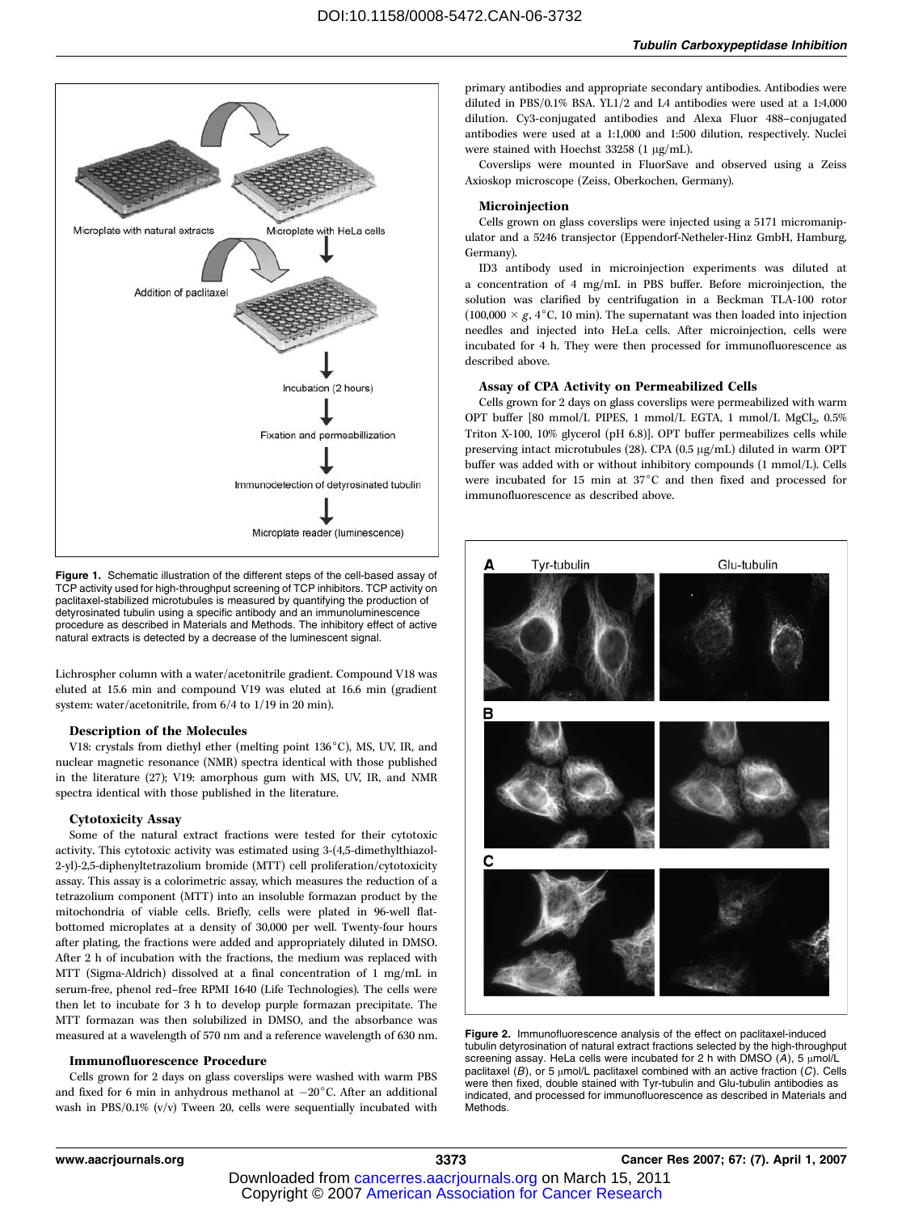Figure 1. Schematic illustration of the different steps of the cell-based assay of TCP activity used for high-throughput screening of TCP inhibitors. TCP activity on paclitaxel-stabilized microtubules is measured by quantifying the production of detyrosinated tubulin using a specific antibody and an immunoluminescence procedure as described in Materials and Methods. The inhibitory effect of active natural extracts is detected by a decrease of the luminescent signal.

Lichrospher column with a water/acetonitrile gradient. Compound V18 was eluted at 15.6 min and compound V19 was eluted at 16.6 min (gradient system: water/acetonitrile, from 6/4 to 1/19 in 20 min).

### Description of the Molecules

V18: crystals from diethyl ether (melting point 136°C), MS, UV, IR, and nuclear magnetic resonance (NMR) spectra identical with those published in the literature (27); V19: amorphous gum with MS, UV, IR, and NMR spectra identical with those published in the literature.

### Cytotoxicity Assay

Some of the natural extract fractions were tested for their cytotoxic activity. This cytotoxic activity was estimated using 3-(4,5-dimethylthiazol-2-yl)-2,5-diphenyltetrazolium bromide (MTT) cell proliferation/cytotoxicity assay. This assay is a colorimetric assay, which measures the reduction of a tetrazolium component (MTT) into an insoluble formazan product by the mitochondria of viable cells. Briefly, cells were plated in 96-well flat-bottomed microplates at a density of 30,000 per well. Twenty-four hours after plating, the fractions were added and appropriately diluted in DMSO. After 2 h of incubation with the fractions, the medium was replaced with MTT (Sigma-Aldrich) dissolved at a final concentration of 1 mg/mL in serum-free, phenol red–free RPMI 1640 (Life Technologies). The cells were then let to incubate for 3 h to develop purple formazan precipitate. The MTT formazan was then solubilized in DMSO, and the absorbance was measured at a wavelength of 570 nm and a reference wavelength of 630 nm.

### Immunofluorescence Procedure

Cells grown for 2 days on glass coverslips were washed with warm PBS and fixed for 6 min in anhydrous methanol at −20°C. After an additional wash in PBS/0.1% (v/v) Tween 20, cells were sequentially incubated with primary antibodies and appropriate secondary antibodies. Antibodies were diluted in PBS/0.1% BSA. YL1/2 and L4 antibodies were used at a 1:4,000 dilution. Cy3-conjugated antibodies and Alexa Fluor 488–conjugated antibodies were used at a 1:1,000 and 1:500 dilution, respectively. Nuclei were stained with Hoechst 33258 (1 μg/mL).

Coverslips were mounted in FluorSave and observed using a Zeiss Axioskop microscope (Zeiss, Oberkochen, Germany).

### Microinjection

Cells grown on glass coverslips were injected using a 5171 micromanipulator and a 5246 transjector (Eppendorf-Netheler-Hinz GmbH, Hamburg, Germany).

ID3 antibody used in microinjection experiments was diluted at a concentration of 4 mg/mL in PBS buffer. Before microinjection, the solution was clarified by centrifugation in a Beckman TLA-100 rotor (100,000 × *g*, 4°C, 10 min). The supernatant was then loaded into injection needles and injected into HeLa cells. After microinjection, cells were incubated for 4 h. They were then processed for immunofluorescence as described above.

### Assay of CPA Activity on Permeabilized Cells

Cells grown for 2 days on glass coverslips were permeabilized with warm OPT buffer [80 mmol/L PIPES, 1 mmol/L EGTA, 1 mmol/L $MgCl_2$, 0.5% Triton X-100, 10% glycerol (pH 6.8)]. OPT buffer permeabilizes cells while preserving intact microtubules (28). CPA (0.5 μg/mL) diluted in warm OPT buffer was added with or without inhibitory compounds (1 mmol/L). Cells were incubated for 15 min at 37°C and then fixed and processed for immunofluorescence as described above.

Figure 2. Immunofluorescence analysis of the effect on paclitaxel-induced tubulin detyrosination of natural extract fractions selected by the high-throughput screening assay. HeLa cells were incubated for 2 h with DMSO (*A*), 5 μmol/L paclitaxel (*B*), or 5 μmol/L paclitaxel combined with an active fraction (*C*). Cells were then fixed, double stained with Tyr-tubulin and Glu-tubulin antibodies as indicated, and processed for immunofluorescence as described in Materials and Methods.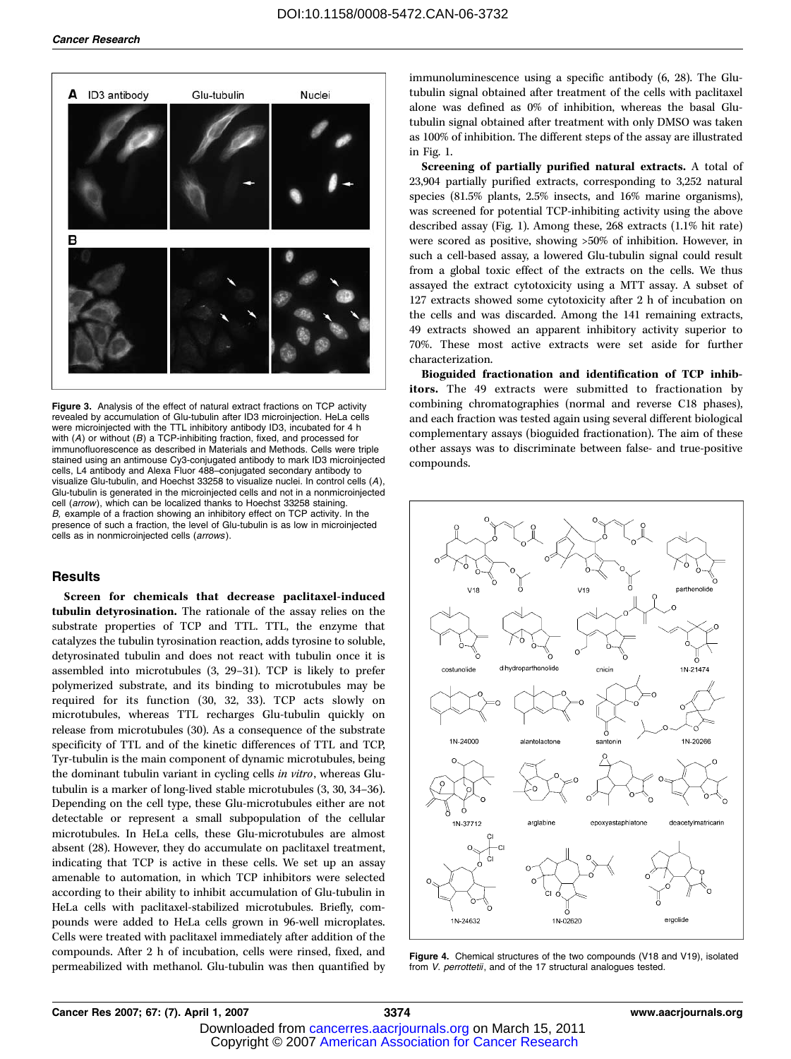Figure 3. Analysis of the effect of natural extract fractions on TCP activity revealed by accumulation of Glu-tubulin after ID3 microinjection. HeLa cells were microinjected with the TTL inhibitory antibody ID3, incubated for 4 h with (*A*) or without (*B*) a TCP-inhibiting fraction, fixed, and processed for immunofluorescence as described in Materials and Methods. Cells were triple stained using an antimouse Cy3-conjugated antibody to mark ID3 microinjected cells, L4 antibody and Alexa Fluor 488–conjugated secondary antibody to visualize Glu-tubulin, and Hoechst 33258 to visualize nuclei. In control cells (*A*), Glu-tubulin is generated in the microinjected cells and not in a nonmicroinjected cell (*arrow*), which can be localized thanks to Hoechst 33258 staining. *B*, example of a fraction showing an inhibitory effect on TCP activity. In the presence of such a fraction, the level of Glu-tubulin is as low in microinjected cells as in nonmicroinjected cells (*arrows*).

## Results

**Screen for chemicals that decrease paclitaxel-induced tubulin detyrosination.** The rationale of the assay relies on the substrate properties of TCP and TTL. TTL, the enzyme that catalyzes the tubulin tyrosination reaction, adds tyrosine to soluble, detyrosinated tubulin and does not react with tubulin once it is assembled into microtubules (3, 29–31). TCP is likely to prefer polymerized substrate, and its binding to microtubules may be required for its function (30, 32, 33). TCP acts slowly on microtubules, whereas TTL recharges Glu-tubulin quickly on release from microtubules (30). As a consequence of the substrate specificity of TTL and of the kinetic differences of TTL and TCP, Tyr-tubulin is the main component of dynamic microtubules, being the dominant tubulin variant in cycling cells *in vitro*, whereas Glu-tubulin is a marker of long-lived stable microtubules (3, 30, 34–36). Depending on the cell type, these Glu-microtubules either are not detectable or represent a small subpopulation of the cellular microtubules. In HeLa cells, these Glu-microtubules are almost absent (28). However, they do accumulate on paclitaxel treatment, indicating that TCP is active in these cells. We set up an assay amenable to automation, in which TCP inhibitors were selected according to their ability to inhibit accumulation of Glu-tubulin in HeLa cells with paclitaxel-stabilized microtubules. Briefly, compounds were added to HeLa cells grown in 96-well microplates. Cells were treated with paclitaxel immediately after addition of the compounds. After 2 h of incubation, cells were rinsed, fixed, and permeabilized with methanol. Glu-tubulin was then quantified by immunoluminescence using a specific antibody (6, 28). The Glu-tubulin signal obtained after treatment of the cells with paclitaxel alone was defined as 0% of inhibition, whereas the basal Glu-tubulin signal obtained after treatment with only DMSO was taken as 100% of inhibition. The different steps of the assay are illustrated in Fig. 1.

**Screening of partially purified natural extracts.** A total of 23,904 partially purified extracts, corresponding to 3,252 natural species (81.5% plants, 2.5% insects, and 16% marine organisms), was screened for potential TCP-inhibiting activity using the above described assay (Fig. 1). Among these, 268 extracts (1.1% hit rate) were scored as positive, showing >50% of inhibition. However, in such a cell-based assay, a lowered Glu-tubulin signal could result from a global toxic effect of the extracts on the cells. We thus assayed the extract cytotoxicity using a MTT assay. A subset of 127 extracts showed some cytotoxicity after 2 h of incubation on the cells and was discarded. Among the 141 remaining extracts, 49 extracts showed an apparent inhibitory activity superior to 70%. These most active extracts were set aside for further characterization.

**Bioguided fractionation and identification of TCP inhibitors.** The 49 extracts were submitted to fractionation by combining chromatographies (normal and reverse C18 phases), and each fraction was tested again using several other biological complementary assays (bioguided fractionation). The aim of these other assays was to discriminate between false- and true-positive compounds.

Figure 4. Chemical structures of the two compounds (V18 and V19), isolated from *V. perrottetii*, and of the 17 structural analogues tested.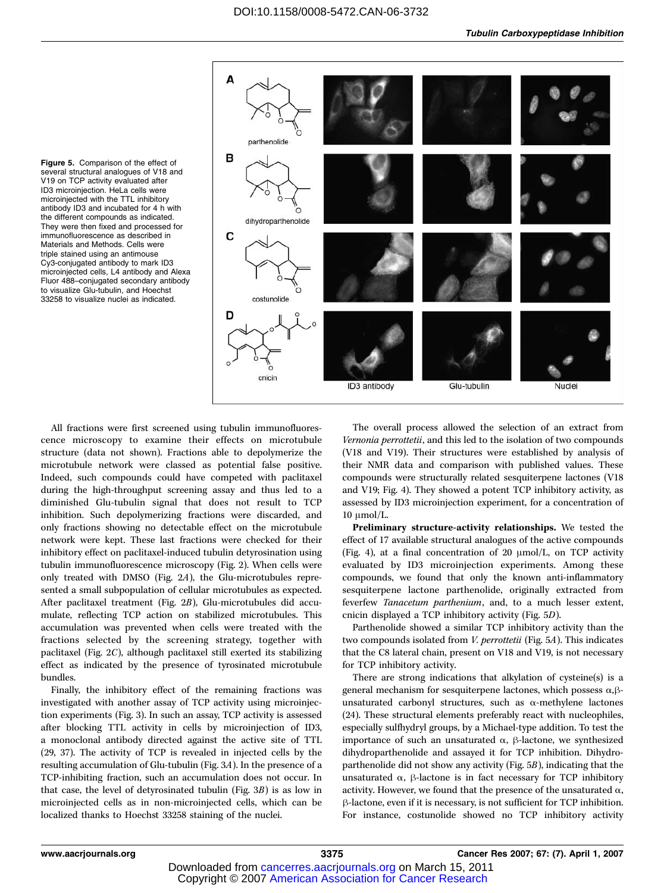Figure 5. Comparison of the effect of several structural analogues of V18 and V19 on TCP activity evaluated after ID3 microinjection. HeLa cells were microinjected with the TTL inhibitory antibody ID3 and incubated for 4 h with the different compounds as indicated. They were then fixed and processed for immunofluorescence as described in Materials and Methods. Cells were triple stained using an antimouse Cy3-conjugated antibody to mark ID3 microinjected cells, L4 antibody and Alexa Fluor 488–conjugated secondary antibody to visualize Glu-tubulin, and Hoechst 33258 to visualize nuclei as indicated.

All fractions were first screened using tubulin immunofluorescence microscopy to examine their effects on microtubule structure (data not shown). Fractions able to depolymerize the microtubule network were classed as potential false positive. Indeed, such compounds could have competed with paclitaxel during the high-throughput screening assay and thus led to a diminished Glu-tubulin signal that does not result to TCP inhibition. Such depolymerizing fractions were discarded, and only fractions showing no detectable effect on the microtubule network were kept. These last fractions were checked for their inhibitory effect on paclitaxel-induced tubulin detyrosination using tubulin immunofluorescence microscopy (Fig. 2). When cells were only treated with DMSO (Fig. 2*A*), the Glu-microtubules represented a small subpopulation of cellular microtubules as expected. After paclitaxel treatment (Fig. 2*B*), Glu-microtubules did accumulate, reflecting TCP action on stabilized microtubules. This accumulation was prevented when cells were treated with the fractions selected by the screening strategy, together with paclitaxel (Fig. 2*C*), although paclitaxel still exerted its stabilizing effect as indicated by the presence of tyrosinated microtubule bundles.

Finally, the inhibitory effect of the remaining fractions was investigated with another assay of TCP activity using microinjection experiments (Fig. 3). In such an assay, TCP activity is assessed after blocking TTL activity in cells by microinjection of ID3, a monoclonal antibody directed against the active site of TTL (29, 37). The activity of TCP is revealed in injected cells by the resulting accumulation of Glu-tubulin (Fig. 3*A*). In the presence of a TCP-inhibiting fraction, such an accumulation does not occur. In that case, the level of detyrosinated tubulin (Fig. 3*B*) is as low in microinjected cells as in non-microinjected cells, which can be localized thanks to Hoechst 33258 staining of the nuclei.

The overall process allowed the selection of an extract from *Vernonia perrottetii*, and this led to the isolation of two compounds (V18 and V19). Their structures were established by analysis of their NMR data and comparison with published values. These compounds were structurally related sesquiterpene lactones (V18 and V19; Fig. 4). They showed a potent TCP inhibitory activity, as assessed by ID3 microinjection experiment, for a concentration of 10 μmol/L.

**Preliminary structure-activity relationships.** We tested the effect of 17 available structural analogues of the active compounds (Fig. 4), at a final concentration of 20 μmol/L, on TCP activity evaluated by ID3 microinjection experiments. Among these compounds, we found that only the known anti-inflammatory sesquiterpene lactone parthenolide, originally extracted from feverfew *Tanacetum parthenium*, and, to a much lesser extent, cnicin displayed a TCP inhibitory activity (Fig. 5*D*).

Parthenolide showed a similar TCP inhibitory activity than the two compounds isolated from *V. perrottetii* (Fig. 5*A*). This indicates that the C8 lateral chain, present on V18 and V19, is not necessary for TCP inhibitory activity.

There are strong indications that alkylation of cysteine(s) is a general mechanism for sesquiterpene lactones, which possess α,β-unsaturated carbonyl structures, such as α-methylene lactones (24). These structural elements preferably react with nucleophiles, especially sulfhydryl groups, by a Michael-type addition. To test the importance of such an unsaturated α, β-lactone, we synthesized dihydroparthenolide and assayed it for TCP inhibition. Dihydroparthenolide did not show any activity (Fig. 5*B*), indicating that the unsaturated α, β-lactone is in fact necessary for TCP inhibitory activity. However, we found that the presence of the unsaturated α, β-lactone, even if it is necessary, is not sufficient for TCP inhibition. For instance, costunolide showed no TCP inhibitory activity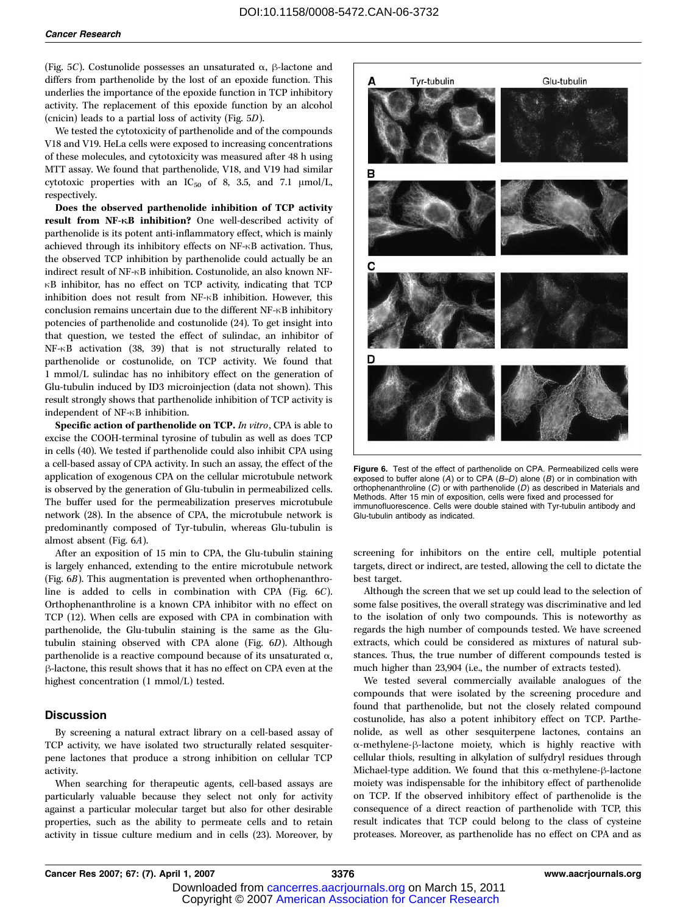(Fig. 5C). Costunolide possesses an unsaturated α, β-lactone and differs from parthenolide by the lost of an epoxide function. This underlies the importance of the epoxide function in TCP inhibitory activity. The replacement of this epoxide function by an alcohol (cnicin) leads to a partial loss of activity (Fig. 5D).

We tested the cytotoxicity of parthenolide and of the compounds V18 and V19. HeLa cells were exposed to increasing concentrations of these molecules, and cytotoxicity was measured after 48 h using MTT assay. We found that parthenolide, V18, and V19 had similar cytotoxic properties with an $IC_{50}$ of 8, 3.5, and 7.1 μmol/L, respectively.

**Does the observed parthenolide inhibition of TCP activity result from NF-κB inhibition?** One well-described activity of parthenolide is its potent anti-inflammatory effect, which is mainly achieved through its inhibitory effects on NF-κB activation. Thus, the observed TCP inhibition by parthenolide could actually be an indirect result of NF-κB inhibition. Costunolide, an also known NF-κB inhibitor, has no effect on TCP activity, indicating that TCP inhibition does not result from NF-κB inhibition. However, this conclusion remains uncertain due to the different NF-κB inhibitory potencies of parthenolide and costunolide (24). To get insight into that question, we tested the effect of sulindac, an inhibitor of NF-κB activation (38, 39) that is not structurally related to parthenolide or costunolide, on TCP activity. We found that 1 mmol/L sulindac has no inhibitory effect on the generation of Glu-tubulin induced by ID3 microinjection (data not shown). This result strongly shows that parthenolide inhibition of TCP activity is independent of NF-κB inhibition.

**Specific action of parthenolide on TCP.** *In vitro*, CPA is able to excise the COOH-terminal tyrosine of tubulin as well as does TCP in cells (40). We tested if parthenolide could also inhibit CPA using a cell-based assay of CPA activity. In such an assay, the effect of the application of exogenous CPA on the cellular microtubule network is observed by the generation of Glu-tubulin in permeabilized cells. The buffer used for the permeabilization preserves microtubule network (28). In the absence of CPA, the microtubule network is predominantly composed of Tyr-tubulin, whereas Glu-tubulin is almost absent (Fig. 6A).

After an exposition of 15 min to CPA, the Glu-tubulin staining is largely enhanced, extending to the entire microtubule network (Fig. 6B). This augmentation is prevented when orthophenanthroline is added to cells in combination with CPA (Fig. 6C). Orthophenanthroline is a known CPA inhibitor with no effect on TCP (12). When cells are exposed with CPA in combination with parthenolide, the Glu-tubulin staining is the same as the Glu-tubulin staining observed with CPA alone (Fig. 6D). Although parthenolide is a reactive compound because of its unsaturated α, β-lactone, this result shows that it has no effect on CPA even at the highest concentration (1 mmol/L) tested.

Figure 6. Test of the effect of parthenolide on CPA. Permeabilized cells were exposed to buffer alone (*A*) or to CPA (*B–D*) alone (*B*) or in combination with orthophenanthroline (*C*) or with parthenolide (*D*) as described in Materials and Methods. After 15 min of exposition, cells were fixed and processed for immunofluorescence. Cells were double stained with Tyr-tubulin antibody and Glu-tubulin antibody as indicated.

## Discussion

By screening a natural extract library on a cell-based assay of TCP activity, we have isolated two structurally related sesquiterpene lactones that produce a strong inhibition on cellular TCP activity.

When searching for therapeutic agents, cell-based assays are particularly valuable because they select not only for activity against a particular molecular target but also for other desirable properties, such as the ability to permeate cells and to retain activity in tissue culture medium and in cells (23). Moreover, by screening for inhibitors on the entire cell, multiple potential targets, direct or indirect, are tested, allowing the cell to dictate the best target.

Although the screen that we set up could lead to the selection of some false positives, the overall strategy was discriminative and led to the isolation of only two compounds. This is noteworthy as regards the high number of compounds tested. We have screened extracts, which could be considered as mixtures of natural substances. Thus, the true number of different compounds tested is much higher than 23,904 (i.e., the number of extracts tested).

We tested several commercially available analogues of the compounds that were isolated by the screening procedure and found that parthenolide, but not the closely related compound costunolide, has also a potent inhibitory effect on TCP. Parthenolide, as well as other sesquiterpene lactones, contains an α-methylene-β-lactone moiety, which is highly reactive with cellular thiols, resulting in alkylation of sulfydryl residues through Michael-type addition. We found that this α-methylene-β-lactone moiety was indispensable for the inhibitory effect of parthenolide on TCP. If the observed inhibitory effect of parthenolide is the consequence of a direct reaction of parthenolide with TCP, this result indicates that TCP could belong to the class of cysteine proteases. Moreover, as parthenolide has no effect on CPA and as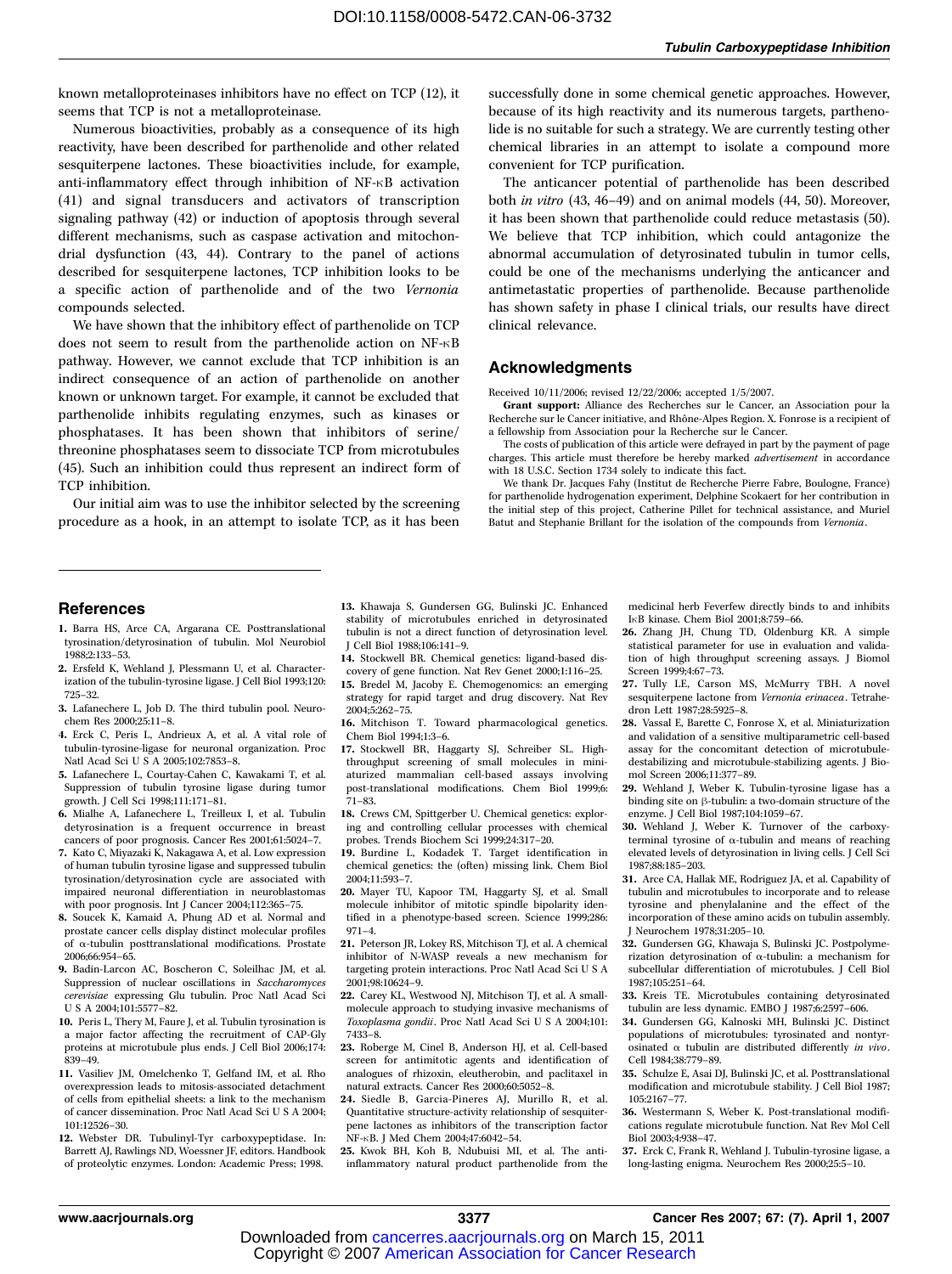known metalloproteinases inhibitors have no effect on TCP (12), it seems that TCP is not a metalloproteinase.

Numerous bioactivities, probably as a consequence of its high reactivity, have been described for parthenolide and other related sesquiterpene lactones. These bioactivities include, for example, anti-inflammatory effect through inhibition of NF-κB activation (41) and signal transducers and activators of transcription signaling pathway (42) or induction of apoptosis through several different mechanisms, such as caspase activation and mitochondrial dysfunction (43, 44). Contrary to the panel of actions described for sesquiterpene lactones, TCP inhibition looks to be a specific action of parthenolide and of the two *Vernonia* compounds selected.

We have shown that the inhibitory effect of parthenolide on TCP does not seem to result from the parthenolide action on NF-κB pathway. However, we cannot exclude that TCP inhibition is an indirect consequence of an action of parthenolide on another known or unknown target. For example, it cannot be excluded that parthenolide inhibits regulating enzymes, such as kinases or phosphatases. It has been shown that inhibitors of serine/threonine phosphatases seem to dissociate TCP from microtubules (45). Such an inhibition could thus represent an indirect form of TCP inhibition.

Our initial aim was to use the inhibitor selected by the screening procedure as a hook, in an attempt to isolate TCP, as it has been successfully done in some chemical genetic approaches. However, because of its high reactivity and its numerous targets, parthenolide is no suitable for such a strategy. We are currently testing other chemical libraries in an attempt to isolate a compound more convenient for TCP purification.

The anticancer potential of parthenolide has been described both *in vitro* (43, 46–49) and on animal models (44, 50). Moreover, it has been shown that parthenolide could reduce metastasis (50). We believe that TCP inhibition, which could antagonize the abnormal accumulation of detyrosinated tubulin in tumor cells, could be one of the mechanisms underlying the anticancer and antimetastatic properties of parthenolide. Because parthenolide has shown safety in phase I clinical trials, our results have direct clinical relevance.

## Acknowledgments

Received 10/11/2006; revised 12/22/2006; accepted 1/5/2007.

**Grant support:** Alliance des Recherches sur le Cancer, an Association pour la Recherche sur le Cancer initiative, and Rhône-Alpes Region. X. Fonrose is a recipient of a fellowship from Association pour la Recherche sur le Cancer.

The costs of publication of this article were defrayed in part by the payment of page charges. This article must therefore be hereby marked *advertisement* in accordance with 18 U.S.C. Section 1734 solely to indicate this fact.

We thank Dr. Jacques Fahy (Institut de Recherche Pierre Fabre, Boulogne, France) for parthenolide hydrogenation experiment, Delphine Scokaert for her contribution in the initial step of this project, Catherine Pillet for technical assistance, and Muriel Batut and Stephanie Brillant for the isolation of the compounds from *Vernonia*.

## References

1. Barra HS, Arce CA, Argarana CE. Posttranslational tyrosination/detyrosination of tubulin. Mol Neurobiol 1988;2:133–53.
2. Ersfeld K, Wehland J, Plessmann U, et al. Characterization of the tubulin-tyrosine ligase. J Cell Biol 1993;120:725–32.
3. Lafanechere L, Job D. The third tubulin pool. Neurochem Res 2000;25:11–8.
4. Erck C, Peris L, Andrieux A, et al. A vital role of tubulin-tyrosine-ligase for neuronal organization. Proc Natl Acad Sci U S A 2005;102:7853–8.
5. Lafanechere L, Courtay-Cahen C, Kawakami T, et al. Suppression of tubulin tyrosine ligase during tumor growth. J Cell Sci 1998;111:171–81.
6. Mialhe A, Lafanechere L, Treilleux I, et al. Tubulin detyrosination is a frequent occurrence in breast cancers of poor prognosis. Cancer Res 2001;61:5024–7.
7. Kato C, Miyazaki K, Nakagawa A, et al. Low expression of human tubulin tyrosine ligase and suppressed tubulin tyrosination/detyrosination cycle are associated with impaired neuronal differentiation in neuroblastomas with poor prognosis. Int J Cancer 2004;112:365–75.
8. Soucek K, Kamaid A, Phung AD et al. Normal and prostate cancer cells display distinct molecular profiles of α-tubulin posttranslational modifications. Prostate 2006;66:954–65.
9. Badin-Larcon AC, Boscheron C, Soleilhac JM, et al. Suppression of nuclear oscillations in *Saccharomyces cerevisiae* expressing Glu tubulin. Proc Natl Acad Sci U S A 2004;101:5577–82.
10. Peris L, Thery M, Faure J, et al. Tubulin tyrosination is a major factor affecting the recruitment of CAP-Gly proteins at microtubule plus ends. J Cell Biol 2006;174:839–49.
11. Vasiliev JM, Omelchenko T, Gelfand IM, et al. Rho overexpression leads to mitosis-associated detachment of cells from epithelial sheets: a link to the mechanism of cancer dissemination. Proc Natl Acad Sci U S A 2004;101:12526–30.
12. Webster DR. Tubulinyl-Tyr carboxypeptidase. In: Barrett AJ, Rawlings ND, Woessner JF, editors. Handbook of proteolytic enzymes. London: Academic Press; 1998.
13. Khawaja S, Gundersen GG, Bulinski JC. Enhanced stability of microtubules enriched in detyrosinated tubulin is not a direct function of detyrosination level. J Cell Biol 1988;106:141–9.
14. Stockwell BR. Chemical genetics: ligand-based discovery of gene function. Nat Rev Genet 2000;1:116–25.
15. Bredel M, Jacoby E. Chemogenomics: an emerging strategy for rapid target and drug discovery. Nat Rev 2004;5:262–75.
16. Mitchison T. Toward pharmacological genetics. Chem Biol 1994;1:3–6.
17. Stockwell BR, Haggarty SJ, Schreiber SL. High-throughput screening of small molecules in miniaturized mammalian cell-based assays involving post-translational modifications. Chem Biol 1999;6:71–83.
18. Crews CM, Spittgerber U. Chemical genetics: exploring and controlling cellular processes with chemical probes. Trends Biochem Sci 1999;24:317–20.
19. Burdine L, Kodadek T. Target identification in chemical genetics: the (often) missing link. Chem Biol 2004;11:593–7.
20. Mayer TU, Kapoor TM, Haggarty SJ, et al. Small molecule inhibitor of mitotic spindle bipolarity identified in a phenotype-based screen. Science 1999;286:971–4.
21. Peterson JR, Lokey RS, Mitchison TJ, et al. A chemical inhibitor of N-WASP reveals a new mechanism for targeting protein interactions. Proc Natl Acad Sci U S A 2001;98:10624–9.
22. Carey KL, Westwood NJ, Mitchison TJ, et al. A small-molecule approach to studying invasive mechanisms of *Toxoplasma gondii*. Proc Natl Acad Sci U S A 2004;101:7433–8.
23. Roberge M, Cinel B, Anderson HJ, et al. Cell-based screen for antimitotic agents and identification of analogues of rhizoxin, eleutherobin, and paclitaxel in natural extracts. Cancer Res 2000;60:5052–8.
24. Siedle B, Garcia-Pineres AJ, Murillo R, et al. Quantitative structure-activity relationship of sesquiterpene lactones as inhibitors of the transcription factor NF-κB. J Med Chem 2004;47:6042–54.
25. Kwok BH, Koh B, Ndubuisi MI, et al. The anti-inflammatory natural product parthenolide from the medicinal herb Feverfew directly binds to and inhibits IκB kinase. Chem Biol 2001;8:759–66.
26. Zhang JH, Chung TD, Oldenburg KR. A simple statistical parameter for use in evaluation and validation of high throughput screening assays. J Biomol Screen 1999;4:67–73.
27. Tully LE, Carson MS, McMurry TBH. A novel sesquiterpene lactone from *Vernonia erinacea*. Tetrahedron Lett 1987;28:5925–8.
28. Vassal E, Barette C, Fonrose X, et al. Miniaturization and validation of a sensitive multiparametric cell-based assay for the concomitant detection of microtubule-destabilizing and microtubule-stabilizing agents. J Biomol Screen 2006;11:377–89.
29. Wehland J, Weber K. Tubulin-tyrosine ligase has a binding site on β-tubulin: a two-domain structure of the enzyme. J Cell Biol 1987;104:1059–67.
30. Wehland J, Weber K. Turnover of the carboxy-terminal tyrosine of α-tubulin and means of reaching elevated levels of detyrosination in living cells. J Cell Sci 1987;88:185–203.
31. Arce CA, Hallak ME, Rodriguez JA, et al. Capability of tubulin and microtubules to incorporate and to release tyrosine and phenylalanine and the effect of the incorporation of these amino acids on tubulin assembly. J Neurochem 1978;31:205–10.
32. Gundersen GG, Khawaja S, Bulinski JC. Postpolymerization detyrosination of α-tubulin: a mechanism for subcellular differentiation of microtubules. J Cell Biol 1987;105:251–64.
33. Kreis TE. Microtubules containing detyrosinated tubulin are less dynamic. EMBO J 1987;6:2597–606.
34. Gundersen GG, Kalnoski MH, Bulinski JC. Distinct populations of microtubules: tyrosinated and nontyrosinated α tubulin are distributed differently *in vivo*. Cell 1984;38:779–89.
35. Schulze E, Asai DJ, Bulinski JC, et al. Posttranslational modification and microtubule stability. J Cell Biol 1987;105:2167–77.
36. Westermann S, Weber K. Post-translational modifications regulate microtubule function. Nat Rev Mol Cell Biol 2003;4:938–47.
37. Erck C, Frank R, Wehland J. Tubulin-tyrosine ligase, a long-lasting enigma. Neurochem Res 2000;25:5–10.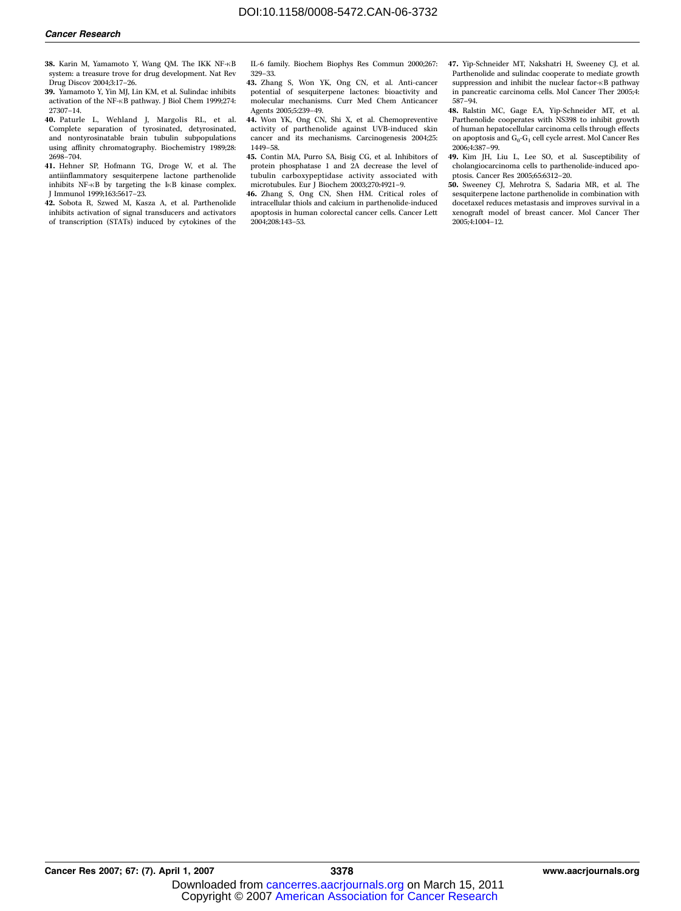38. Karin M, Yamamoto Y, Wang QM. The IKK NF-κB system: a treasure trove for drug development. Nat Rev Drug Discov 2004;3:17–26.

39. Yamamoto Y, Yin MJ, Lin KM, et al. Sulindac inhibits activation of the NF-κB pathway. J Biol Chem 1999;274:27307–14.

40. Paturle L, Wehland J, Margolis RL, et al. Complete separation of tyrosinated, detyrosinated, and nontyrosinatable brain tubulin subpopulations using affinity chromatography. Biochemistry 1989;28:2698–704.

41. Hehner SP, Hofmann TG, Droge W, et al. The antiinflammatory sesquiterpene lactone parthenolide inhibits NF-κB by targeting the IκB kinase complex. J Immunol 1999;163:5617–23.

42. Sobota R, Szwed M, Kasza A, et al. Parthenolide inhibits activation of signal transducers and activators of transcription (STATs) induced by cytokines of the IL-6 family. Biochem Biophys Res Commun 2000;267:329–33.

43. Zhang S, Won YK, Ong CN, et al. Anti-cancer potential of sesquiterpene lactones: bioactivity and molecular mechanisms. Curr Med Chem Anticancer Agents 2005;5:239–49.

44. Won YK, Ong CN, Shi X, et al. Chemopreventive activity of parthenolide against UVB-induced skin cancer and its mechanisms. Carcinogenesis 2004;25:1449–58.

45. Contin MA, Purro SA, Bisig CG, et al. Inhibitors of protein phosphatase 1 and 2A decrease the level of tubulin carboxypeptidase activity associated with microtubules. Eur J Biochem 2003;270:4921–9.

46. Zhang S, Ong CN, Shen HM. Critical roles of intracellular thiols and calcium in parthenolide-induced apoptosis in human colorectal cancer cells. Cancer Lett 2004;208:143–53.

47. Yip-Schneider MT, Nakshatri H, Sweeney CJ, et al. Parthenolide and sulindac cooperate to mediate growth suppression and inhibit the nuclear factor-κB pathway in pancreatic carcinoma cells. Mol Cancer Ther 2005;4:587–94.

48. Ralstin MC, Gage EA, Yip-Schneider MT, et al. Parthenolide cooperates with NS398 to inhibit growth of human hepatocellular carcinoma cells through effects on apoptosis and $G_0$-$G_1$ cell cycle arrest. Mol Cancer Res 2006;4:387–99.

49. Kim JH, Liu L, Lee SO, et al. Susceptibility of cholangiocarcinoma cells to parthenolide-induced apoptosis. Cancer Res 2005;65:6312–20.

50. Sweeney CJ, Mehrotra S, Sadaria MR, et al. The sesquiterpene lactone parthenolide in combination with docetaxel reduces metastasis and improves survival in a xenograft model of breast cancer. Mol Cancer Ther 2005;4:1004–12.